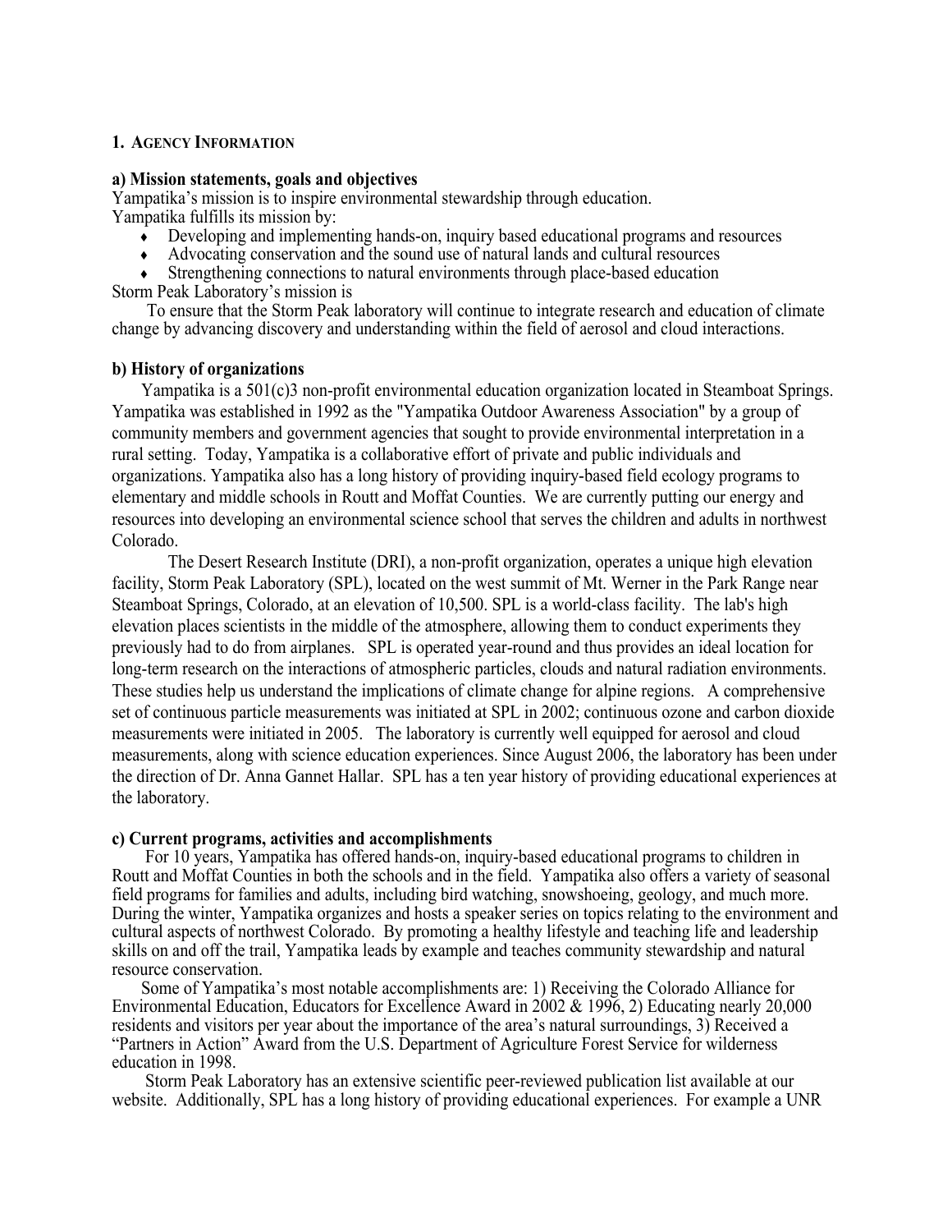## 1. Agency Information

### a) Mission statements, goals and objectives

Yampatika's mission is to inspire environmental stewardship through education.
Yampatika fulfills its mission by:

- Developing and implementing hands-on, inquiry based educational programs and resources
- Advocating conservation and the sound use of natural lands and cultural resources
- Strengthening connections to natural environments through place-based education

Storm Peak Laboratory's mission is

To ensure that the Storm Peak laboratory will continue to integrate research and education of climate change by advancing discovery and understanding within the field of aerosol and cloud interactions.

### b) History of organizations

Yampatika is a 501(c)3 non-profit environmental education organization located in Steamboat Springs. Yampatika was established in 1992 as the "Yampatika Outdoor Awareness Association" by a group of community members and government agencies that sought to provide environmental interpretation in a rural setting. Today, Yampatika is a collaborative effort of private and public individuals and organizations. Yampatika also has a long history of providing inquiry-based field ecology programs to elementary and middle schools in Routt and Moffat Counties. We are currently putting our energy and resources into developing an environmental science school that serves the children and adults in northwest Colorado.

The Desert Research Institute (DRI), a non-profit organization, operates a unique high elevation facility, Storm Peak Laboratory (SPL), located on the west summit of Mt. Werner in the Park Range near Steamboat Springs, Colorado, at an elevation of 10,500. SPL is a world-class facility. The lab's high elevation places scientists in the middle of the atmosphere, allowing them to conduct experiments they previously had to do from airplanes. SPL is operated year-round and thus provides an ideal location for long-term research on the interactions of atmospheric particles, clouds and natural radiation environments. These studies help us understand the implications of climate change for alpine regions. A comprehensive set of continuous particle measurements was initiated at SPL in 2002; continuous ozone and carbon dioxide measurements were initiated in 2005. The laboratory is currently well equipped for aerosol and cloud measurements, along with science education experiences. Since August 2006, the laboratory has been under the direction of Dr. Anna Gannet Hallar. SPL has a ten year history of providing educational experiences at the laboratory.

### c) Current programs, activities and accomplishments

For 10 years, Yampatika has offered hands-on, inquiry-based educational programs to children in Routt and Moffat Counties in both the schools and in the field. Yampatika also offers a variety of seasonal field programs for families and adults, including bird watching, snowshoeing, geology, and much more. During the winter, Yampatika organizes and hosts a speaker series on topics relating to the environment and cultural aspects of northwest Colorado. By promoting a healthy lifestyle and teaching life and leadership skills on and off the trail, Yampatika leads by example and teaches community stewardship and natural resource conservation.

Some of Yampatika's most notable accomplishments are: 1) Receiving the Colorado Alliance for Environmental Education, Educators for Excellence Award in 2002 & 1996, 2) Educating nearly 20,000 residents and visitors per year about the importance of the area's natural surroundings, 3) Received a "Partners in Action" Award from the U.S. Department of Agriculture Forest Service for wilderness education in 1998.

Storm Peak Laboratory has an extensive scientific peer-reviewed publication list available at our website. Additionally, SPL has a long history of providing educational experiences. For example a UNR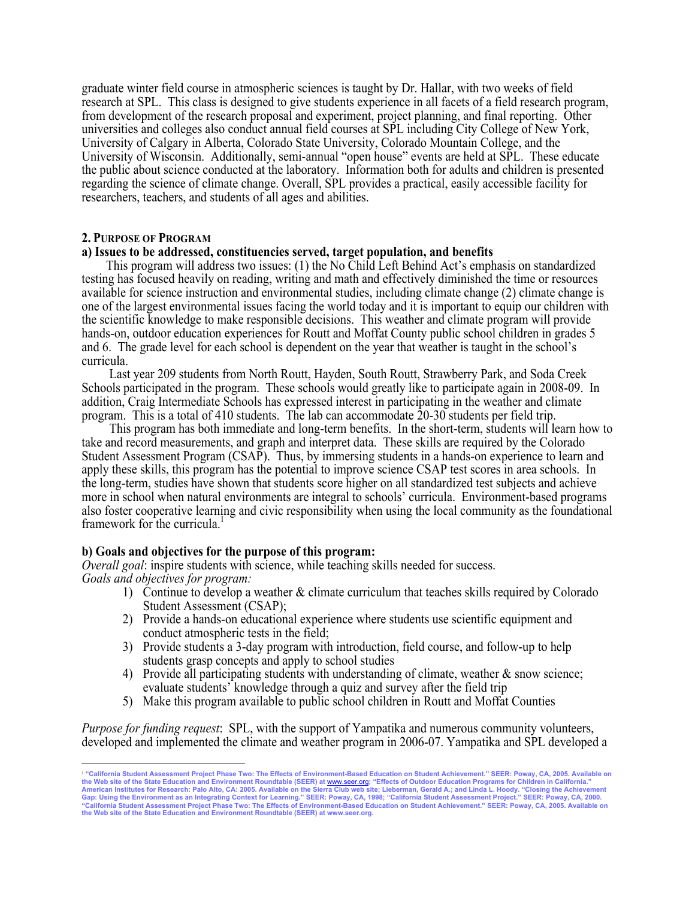graduate winter field course in atmospheric sciences is taught by Dr. Hallar, with two weeks of field research at SPL. This class is designed to give students experience in all facets of a field research program, from development of the research proposal and experiment, project planning, and final reporting. Other universities and colleges also conduct annual field courses at SPL including City College of New York, University of Calgary in Alberta, Colorado State University, Colorado Mountain College, and the University of Wisconsin. Additionally, semi-annual "open house" events are held at SPL. These educate the public about science conducted at the laboratory. Information both for adults and children is presented regarding the science of climate change. Overall, SPL provides a practical, easily accessible facility for researchers, teachers, and students of all ages and abilities.

## 2. PURPOSE OF PROGRAM

### a) Issues to be addressed, constituencies served, target population, and benefits

This program will address two issues: (1) the No Child Left Behind Act's emphasis on standardized testing has focused heavily on reading, writing and math and effectively diminished the time or resources available for science instruction and environmental studies, including climate change (2) climate change is one of the largest environmental issues facing the world today and it is important to equip our children with the scientific knowledge to make responsible decisions. This weather and climate program will provide hands-on, outdoor education experiences for Routt and Moffat County public school children in grades 5 and 6. The grade level for each school is dependent on the year that weather is taught in the school's curricula.

Last year 209 students from North Routt, Hayden, South Routt, Strawberry Park, and Soda Creek Schools participated in the program. These schools would greatly like to participate again in 2008-09. In addition, Craig Intermediate Schools has expressed interest in participating in the weather and climate program. This is a total of 410 students. The lab can accommodate 20-30 students per field trip.

This program has both immediate and long-term benefits. In the short-term, students will learn how to take and record measurements, and graph and interpret data. These skills are required by the Colorado Student Assessment Program (CSAP). Thus, by immersing students in a hands-on experience to learn and apply these skills, this program has the potential to improve science CSAP test scores in area schools. In the long-term, studies have shown that students score higher on all standardized test subjects and achieve more in school when natural environments are integral to schools' curricula. Environment-based programs also foster cooperative learning and civic responsibility when using the local community as the foundational framework for the curricula.[1]

### b) Goals and objectives for the purpose of this program:

*Overall goal*: inspire students with science, while teaching skills needed for success.
*Goals and objectives for program:*

1) Continue to develop a weather & climate curriculum that teaches skills required by Colorado Student Assessment (CSAP);
2) Provide a hands-on educational experience where students use scientific equipment and conduct atmospheric tests in the field;
3) Provide students a 3-day program with introduction, field course, and follow-up to help students grasp concepts and apply to school studies
4) Provide all participating students with understanding of climate, weather & snow science; evaluate students' knowledge through a quiz and survey after the field trip
5) Make this program available to public school children in Routt and Moffat Counties

*Purpose for funding request*: SPL, with the support of Yampatika and numerous community volunteers, developed and implemented the climate and weather program in 2006-07. Yampatika and SPL developed a

---

[1] **"California Student Assessment Project Phase Two: The Effects of Environment-Based Education on Student Achievement." SEER: Poway, CA, 2005. Available on the Web site of the State Education and Environment Roundtable (SEER) at www.seer.org; "Effects of Outdoor Education Programs for Children in California." American Institutes for Research: Palo Alto, CA: 2005. Available on the Sierra Club web site; Lieberman, Gerald A.; and Linda L. Hoody. "Closing the Achievement Gap: Using the Environment as an Integrating Context for Learning." SEER: Poway, CA, 1998; "California Student Assessment Project." SEER: Poway, CA, 2000. "California Student Assessment Project Phase Two: The Effects of Environment-Based Education on Student Achievement." SEER: Poway, CA, 2005. Available on the Web site of the State Education and Environment Roundtable (SEER) at www.seer.org.**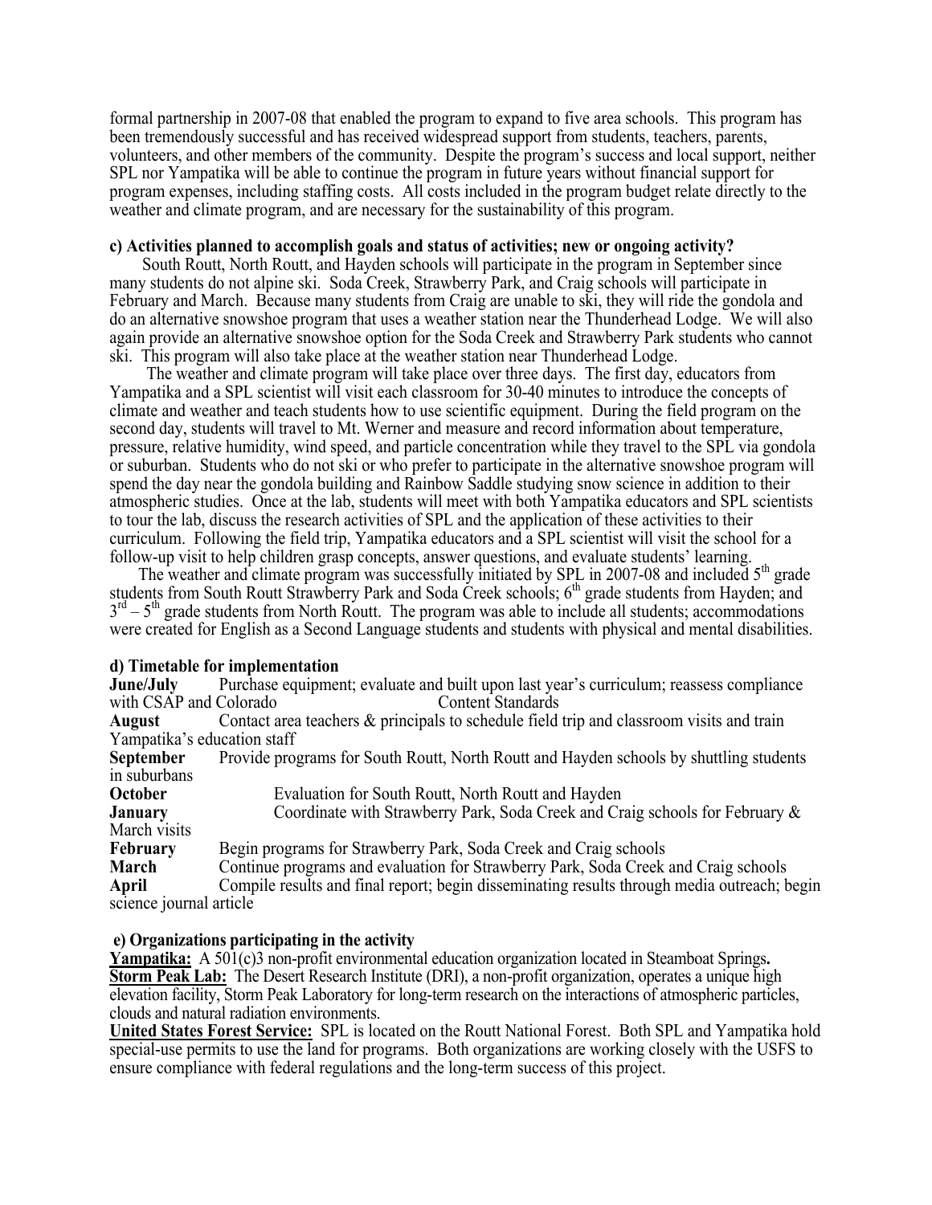formal partnership in 2007-08 that enabled the program to expand to five area schools. This program has been tremendously successful and has received widespread support from students, teachers, parents, volunteers, and other members of the community. Despite the program's success and local support, neither SPL nor Yampatika will be able to continue the program in future years without financial support for program expenses, including staffing costs. All costs included in the program budget relate directly to the weather and climate program, and are necessary for the sustainability of this program.

**c) Activities planned to accomplish goals and status of activities; new or ongoing activity?**

South Routt, North Routt, and Hayden schools will participate in the program in September since many students do not alpine ski. Soda Creek, Strawberry Park, and Craig schools will participate in February and March. Because many students from Craig are unable to ski, they will ride the gondola and do an alternative snowshoe program that uses a weather station near the Thunderhead Lodge. We will also again provide an alternative snowshoe option for the Soda Creek and Strawberry Park students who cannot ski. This program will also take place at the weather station near Thunderhead Lodge.

The weather and climate program will take place over three days. The first day, educators from Yampatika and a SPL scientist will visit each classroom for 30-40 minutes to introduce the concepts of climate and weather and teach students how to use scientific equipment. During the field program on the second day, students will travel to Mt. Werner and measure and record information about temperature, pressure, relative humidity, wind speed, and particle concentration while they travel to the SPL via gondola or suburban. Students who do not ski or who prefer to participate in the alternative snowshoe program will spend the day near the gondola building and Rainbow Saddle studying snow science in addition to their atmospheric studies. Once at the lab, students will meet with both Yampatika educators and SPL scientists to tour the lab, discuss the research activities of SPL and the application of these activities to their curriculum. Following the field trip, Yampatika educators and a SPL scientist will visit the school for a follow-up visit to help children grasp concepts, answer questions, and evaluate students' learning.

The weather and climate program was successfully initiated by SPL in 2007-08 and included 5th grade students from South Routt Strawberry Park and Soda Creek schools; 6th grade students from Hayden; and 3rd – 5th grade students from North Routt. The program was able to include all students; accommodations were created for English as a Second Language students and students with physical and mental disabilities.

**d) Timetable for implementation**

**June/July** Purchase equipment; evaluate and built upon last year's curriculum; reassess compliance with CSAP and Colorado Content Standards

**August** Contact area teachers & principals to schedule field trip and classroom visits and train Yampatika's education staff

**September** Provide programs for South Routt, North Routt and Hayden schools by shuttling students in suburbans

**October** Evaluation for South Routt, North Routt and Hayden

**January** Coordinate with Strawberry Park, Soda Creek and Craig schools for February & March visits

**February** Begin programs for Strawberry Park, Soda Creek and Craig schools

**March** Continue programs and evaluation for Strawberry Park, Soda Creek and Craig schools

**April** Compile results and final report; begin disseminating results through media outreach; begin science journal article

**e) Organizations participating in the activity**

**Yampatika:** A 501(c)3 non-profit environmental education organization located in Steamboat Springs**.**

**Storm Peak Lab:** The Desert Research Institute (DRI), a non-profit organization, operates a unique high elevation facility, Storm Peak Laboratory for long-term research on the interactions of atmospheric particles, clouds and natural radiation environments.

**United States Forest Service:** SPL is located on the Routt National Forest. Both SPL and Yampatika hold special-use permits to use the land for programs. Both organizations are working closely with the USFS to ensure compliance with federal regulations and the long-term success of this project.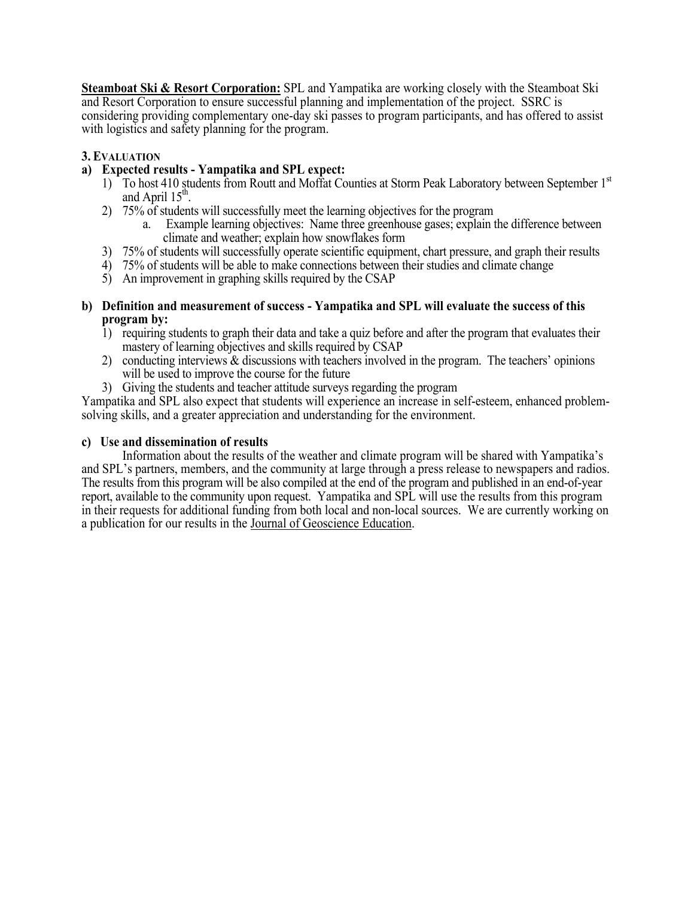**Steamboat Ski & Resort Corporation:** SPL and Yampatika are working closely with the Steamboat Ski and Resort Corporation to ensure successful planning and implementation of the project. SSRC is considering providing complementary one-day ski passes to program participants, and has offered to assist with logistics and safety planning for the program.

### 3. Evaluation

#### a) Expected results - Yampatika and SPL expect:

1) To host 410 students from Routt and Moffat Counties at Storm Peak Laboratory between September 1st and April 15th.
2) 75% of students will successfully meet the learning objectives for the program
   a. Example learning objectives: Name three greenhouse gases; explain the difference between climate and weather; explain how snowflakes form
3) 75% of students will successfully operate scientific equipment, chart pressure, and graph their results
4) 75% of students will be able to make connections between their studies and climate change
5) An improvement in graphing skills required by the CSAP

#### b) Definition and measurement of success - Yampatika and SPL will evaluate the success of this program by:

1) requiring students to graph their data and take a quiz before and after the program that evaluates their mastery of learning objectives and skills required by CSAP
2) conducting interviews & discussions with teachers involved in the program. The teachers' opinions will be used to improve the course for the future
3) Giving the students and teacher attitude surveys regarding the program

Yampatika and SPL also expect that students will experience an increase in self-esteem, enhanced problem-solving skills, and a greater appreciation and understanding for the environment.

#### c) Use and dissemination of results

Information about the results of the weather and climate program will be shared with Yampatika's and SPL's partners, members, and the community at large through a press release to newspapers and radios. The results from this program will be also compiled at the end of the program and published in an end-of-year report, available to the community upon request. Yampatika and SPL will use the results from this program in their requests for additional funding from both local and non-local sources. We are currently working on a publication for our results in the Journal of Geoscience Education.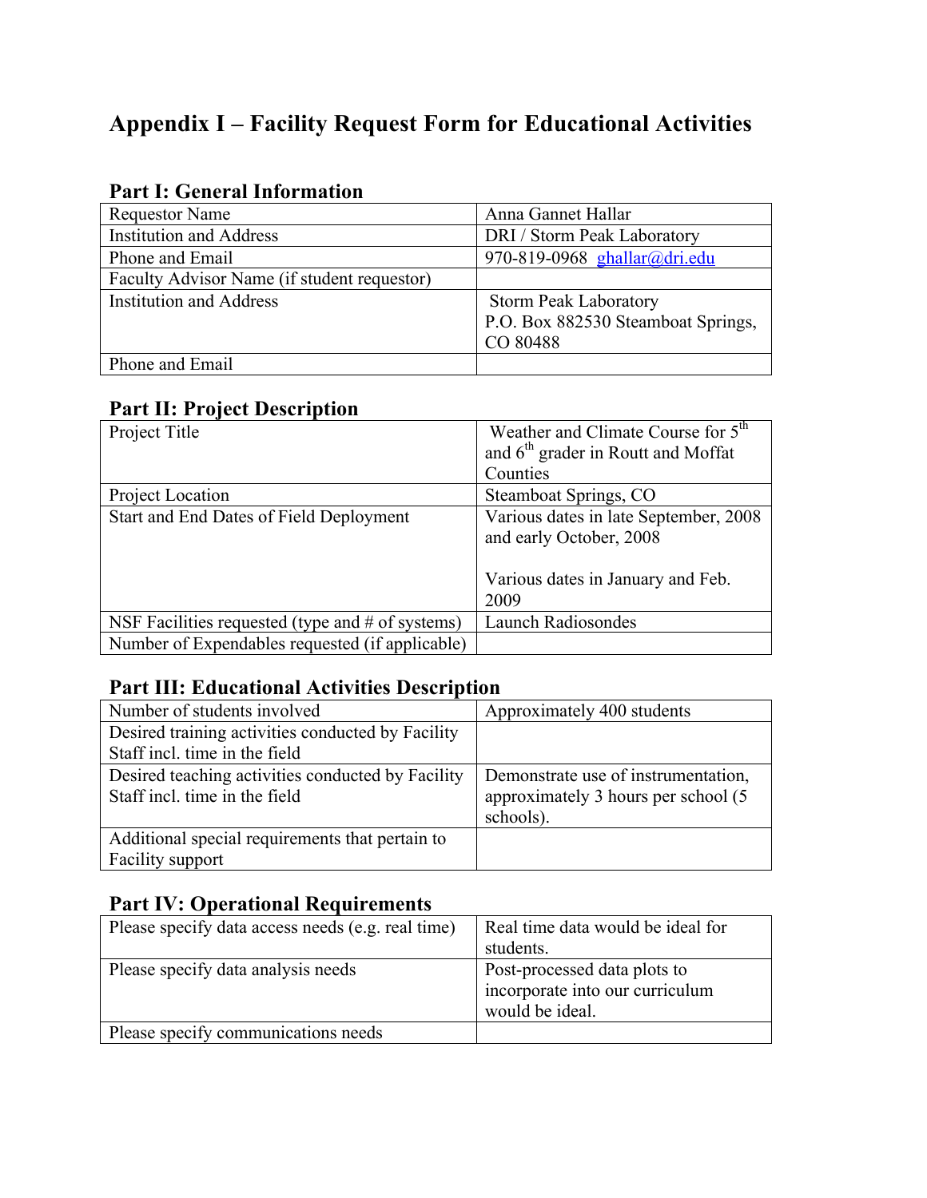# Appendix I – Facility Request Form for Educational Activities

## Part I: General Information

| | |
|---|---|
| Requestor Name | Anna Gannet Hallar |
| Institution and Address | DRI / Storm Peak Laboratory |
| Phone and Email | 970-819-0968 ghallar@dri.edu |
| Faculty Advisor Name (if student requestor) | |
| Institution and Address | Storm Peak Laboratory<br>P.O. Box 882530 Steamboat Springs, CO 80488 |
| Phone and Email | |

## Part II: Project Description

| | |
|---|---|
| Project Title | Weather and Climate Course for 5th and 6th grader in Routt and Moffat Counties |
| Project Location | Steamboat Springs, CO |
| Start and End Dates of Field Deployment | Various dates in late September, 2008 and early October, 2008<br><br>Various dates in January and Feb. 2009 |
| NSF Facilities requested (type and # of systems) | Launch Radiosondes |
| Number of Expendables requested (if applicable) | |

## Part III: Educational Activities Description

| | |
|---|---|
| Number of students involved | Approximately 400 students |
| Desired training activities conducted by Facility Staff incl. time in the field | |
| Desired teaching activities conducted by Facility Staff incl. time in the field | Demonstrate use of instrumentation, approximately 3 hours per school (5 schools). |
| Additional special requirements that pertain to Facility support | |

## Part IV: Operational Requirements

| | |
|---|---|
| Please specify data access needs (e.g. real time) | Real time data would be ideal for students. |
| Please specify data analysis needs | Post-processed data plots to incorporate into our curriculum would be ideal. |
| Please specify communications needs | |